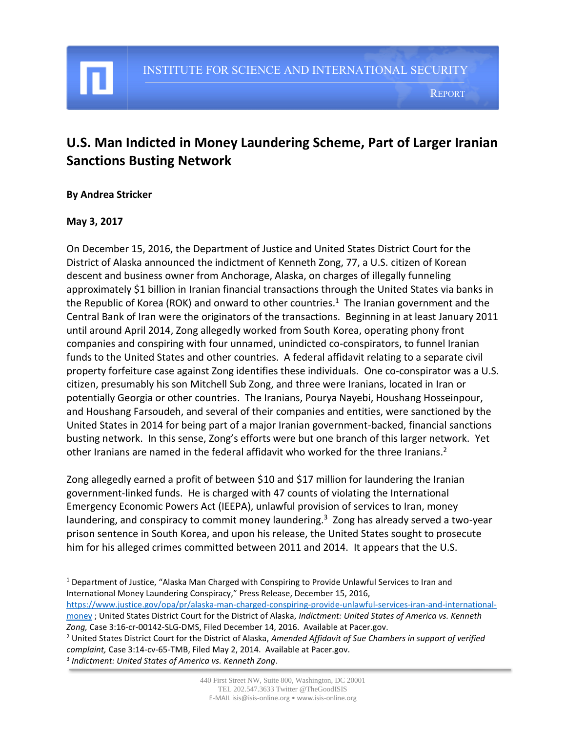INSTITUTE FOR SCIENCE AND INTERNATIONAL SECURITY

REPORT

# U.S. Man Indicted in Money Laundering Scheme, Part of Larger Iranian Sanctions Busting Network

**By Andrea Stricker**

**May 3, 2017**

On December 15, 2016, the Department of Justice and United States District Court for the District of Alaska announced the indictment of Kenneth Zong, 77, a U.S. citizen of Korean descent and business owner from Anchorage, Alaska, on charges of illegally funneling approximately $1 billion in Iranian financial transactions through the United States via banks in the Republic of Korea (ROK) and onward to other countries.[1] The Iranian government and the Central Bank of Iran were the originators of the transactions. Beginning in at least January 2011 until around April 2014, Zong allegedly worked from South Korea, operating phony front companies and conspiring with four unnamed, unindicted co-conspirators, to funnel Iranian funds to the United States and other countries. A federal affidavit relating to a separate civil property forfeiture case against Zong identifies these individuals. One co-conspirator was a U.S. citizen, presumably his son Mitchell Sub Zong, and three were Iranians, located in Iran or potentially Georgia or other countries. The Iranians, Pourya Nayebi, Houshang Hosseinpour, and Houshang Farsoudeh, and several of their companies and entities, were sanctioned by the United States in 2014 for being part of a major Iranian government-backed, financial sanctions busting network. In this sense, Zong's efforts were but one branch of this larger network. Yet other Iranians are named in the federal affidavit who worked for the three Iranians.[2]

Zong allegedly earned a profit of between $10 and $17 million for laundering the Iranian government-linked funds. He is charged with 47 counts of violating the International Emergency Economic Powers Act (IEEPA), unlawful provision of services to Iran, money laundering, and conspiracy to commit money laundering.[3] Zong has already served a two-year prison sentence in South Korea, and upon his release, the United States sought to prosecute him for his alleged crimes committed between 2011 and 2014. It appears that the U.S.

---

[1] Department of Justice, "Alaska Man Charged with Conspiring to Provide Unlawful Services to Iran and International Money Laundering Conspiracy," Press Release, December 15, 2016, https://www.justice.gov/opa/pr/alaska-man-charged-conspiring-provide-unlawful-services-iran-and-international-money ; United States District Court for the District of Alaska, *Indictment: United States of America vs. Kenneth Zong,* Case 3:16-cr-00142-SLG-DMS, Filed December 14, 2016. Available at Pacer.gov.

[2] United States District Court for the District of Alaska, *Amended Affidavit of Sue Chambers in support of verified complaint,* Case 3:14-cv-65-TMB, Filed May 2, 2014. Available at Pacer.gov.

[3] *Indictment: United States of America vs. Kenneth Zong*.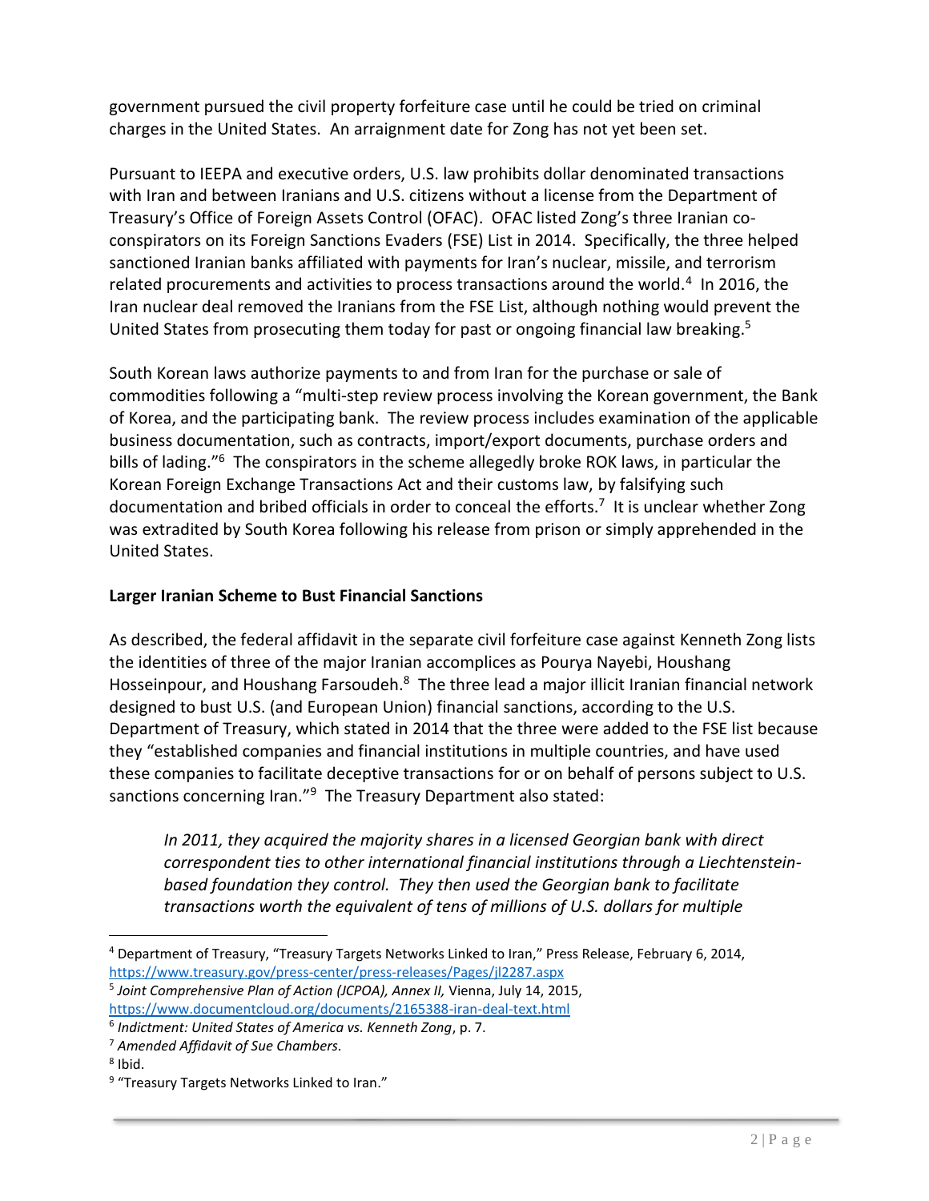government pursued the civil property forfeiture case until he could be tried on criminal charges in the United States. An arraignment date for Zong has not yet been set.

Pursuant to IEEPA and executive orders, U.S. law prohibits dollar denominated transactions with Iran and between Iranians and U.S. citizens without a license from the Department of Treasury's Office of Foreign Assets Control (OFAC). OFAC listed Zong's three Iranian co-conspirators on its Foreign Sanctions Evaders (FSE) List in 2014. Specifically, the three helped sanctioned Iranian banks affiliated with payments for Iran's nuclear, missile, and terrorism related procurements and activities to process transactions around the world.[4] In 2016, the Iran nuclear deal removed the Iranians from the FSE List, although nothing would prevent the United States from prosecuting them today for past or ongoing financial law breaking.[5]

South Korean laws authorize payments to and from Iran for the purchase or sale of commodities following a "multi-step review process involving the Korean government, the Bank of Korea, and the participating bank. The review process includes examination of the applicable business documentation, such as contracts, import/export documents, purchase orders and bills of lading."[6] The conspirators in the scheme allegedly broke ROK laws, in particular the Korean Foreign Exchange Transactions Act and their customs law, by falsifying such documentation and bribed officials in order to conceal the efforts.[7] It is unclear whether Zong was extradited by South Korea following his release from prison or simply apprehended in the United States.

**Larger Iranian Scheme to Bust Financial Sanctions**

As described, the federal affidavit in the separate civil forfeiture case against Kenneth Zong lists the identities of three of the major Iranian accomplices as Pourya Nayebi, Houshang Hosseinpour, and Houshang Farsoudeh.[8] The three lead a major illicit Iranian financial network designed to bust U.S. (and European Union) financial sanctions, according to the U.S. Department of Treasury, which stated in 2014 that the three were added to the FSE list because they "established companies and financial institutions in multiple countries, and have used these companies to facilitate deceptive transactions for or on behalf of persons subject to U.S. sanctions concerning Iran."[9] The Treasury Department also stated:

> *In 2011, they acquired the majority shares in a licensed Georgian bank with direct correspondent ties to other international financial institutions through a Liechtenstein-based foundation they control. They then used the Georgian bank to facilitate transactions worth the equivalent of tens of millions of U.S. dollars for multiple*

---

[4] Department of Treasury, "Treasury Targets Networks Linked to Iran," Press Release, February 6, 2014, https://www.treasury.gov/press-center/press-releases/Pages/jl2287.aspx

[5] *Joint Comprehensive Plan of Action (JCPOA), Annex II,* Vienna, July 14, 2015, https://www.documentcloud.org/documents/2165388-iran-deal-text.html

[6] *Indictment: United States of America vs. Kenneth Zong*, p. 7.

[7] *Amended Affidavit of Sue Chambers.*

[8] Ibid.

[9] "Treasury Targets Networks Linked to Iran."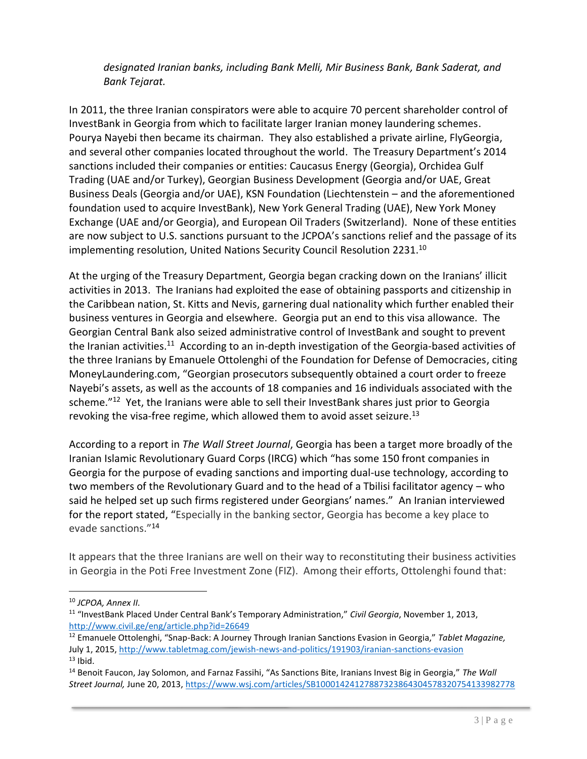*designated Iranian banks, including Bank Melli, Mir Business Bank, Bank Saderat, and Bank Tejarat.*

In 2011, the three Iranian conspirators were able to acquire 70 percent shareholder control of InvestBank in Georgia from which to facilitate larger Iranian money laundering schemes. Pourya Nayebi then became its chairman. They also established a private airline, FlyGeorgia, and several other companies located throughout the world. The Treasury Department's 2014 sanctions included their companies or entities: Caucasus Energy (Georgia), Orchidea Gulf Trading (UAE and/or Turkey), Georgian Business Development (Georgia and/or UAE, Great Business Deals (Georgia and/or UAE), KSN Foundation (Liechtenstein – and the aforementioned foundation used to acquire InvestBank), New York General Trading (UAE), New York Money Exchange (UAE and/or Georgia), and European Oil Traders (Switzerland). None of these entities are now subject to U.S. sanctions pursuant to the JCPOA's sanctions relief and the passage of its implementing resolution, United Nations Security Council Resolution 2231.[10]

At the urging of the Treasury Department, Georgia began cracking down on the Iranians' illicit activities in 2013. The Iranians had exploited the ease of obtaining passports and citizenship in the Caribbean nation, St. Kitts and Nevis, garnering dual nationality which further enabled their business ventures in Georgia and elsewhere. Georgia put an end to this visa allowance. The Georgian Central Bank also seized administrative control of InvestBank and sought to prevent the Iranian activities.[11] According to an in-depth investigation of the Georgia-based activities of the three Iranians by Emanuele Ottolenghi of the Foundation for Defense of Democracies, citing MoneyLaundering.com, "Georgian prosecutors subsequently obtained a court order to freeze Nayebi's assets, as well as the accounts of 18 companies and 16 individuals associated with the scheme."[12] Yet, the Iranians were able to sell their InvestBank shares just prior to Georgia revoking the visa-free regime, which allowed them to avoid asset seizure.[13]

According to a report in *The Wall Street Journal*, Georgia has been a target more broadly of the Iranian Islamic Revolutionary Guard Corps (IRCG) which "has some 150 front companies in Georgia for the purpose of evading sanctions and importing dual-use technology, according to two members of the Revolutionary Guard and to the head of a Tbilisi facilitator agency – who said he helped set up such firms registered under Georgians' names." An Iranian interviewed for the report stated, "Especially in the banking sector, Georgia has become a key place to evade sanctions."[14]

It appears that the three Iranians are well on their way to reconstituting their business activities in Georgia in the Poti Free Investment Zone (FIZ). Among their efforts, Ottolenghi found that:

---

[10] *JCPOA, Annex II.*

[11] "InvestBank Placed Under Central Bank's Temporary Administration," *Civil Georgia*, November 1, 2013, http://www.civil.ge/eng/article.php?id=26649

[12] Emanuele Ottolenghi, "Snap-Back: A Journey Through Iranian Sanctions Evasion in Georgia," *Tablet Magazine,* July 1, 2015, http://www.tabletmag.com/jewish-news-and-politics/191903/iranian-sanctions-evasion

[13] Ibid.

[14] Benoit Faucon, Jay Solomon, and Farnaz Fassihi, "As Sanctions Bite, Iranians Invest Big in Georgia," *The Wall Street Journal,* June 20, 2013, https://www.wsj.com/articles/SB10001424127887323864304578320754133982778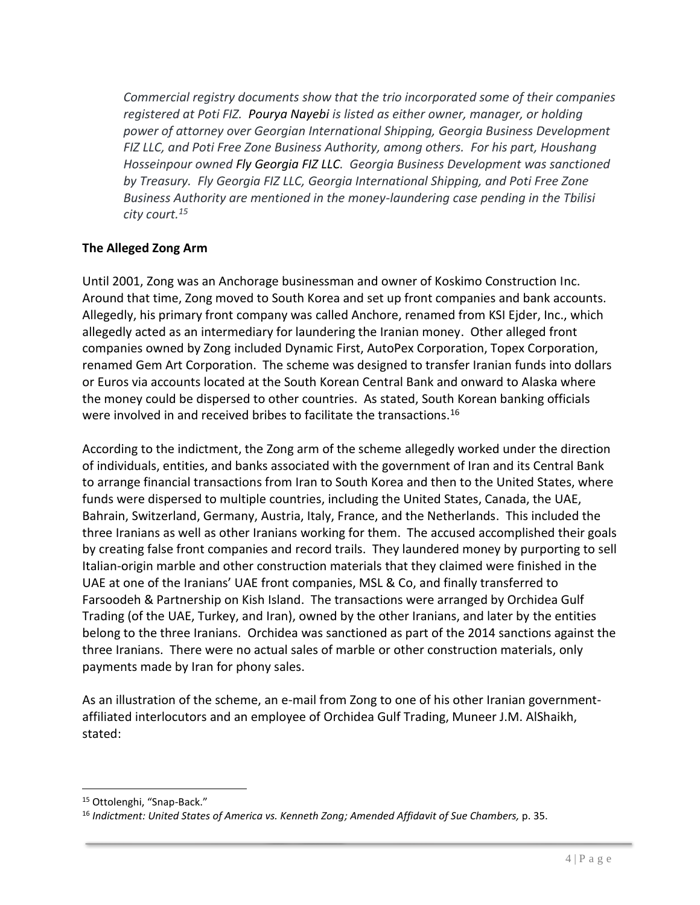*Commercial registry documents show that the trio incorporated some of their companies registered at Poti FIZ. Pourya Nayebi is listed as either owner, manager, or holding power of attorney over Georgian International Shipping, Georgia Business Development FIZ LLC, and Poti Free Zone Business Authority, among others. For his part, Houshang Hosseinpour owned Fly Georgia FIZ LLC. Georgia Business Development was sanctioned by Treasury. Fly Georgia FIZ LLC, Georgia International Shipping, and Poti Free Zone Business Authority are mentioned in the money-laundering case pending in the Tbilisi city court.*[15]

**The Alleged Zong Arm**

Until 2001, Zong was an Anchorage businessman and owner of Koskimo Construction Inc. Around that time, Zong moved to South Korea and set up front companies and bank accounts. Allegedly, his primary front company was called Anchore, renamed from KSI Ejder, Inc., which allegedly acted as an intermediary for laundering the Iranian money. Other alleged front companies owned by Zong included Dynamic First, AutoPex Corporation, Topex Corporation, renamed Gem Art Corporation. The scheme was designed to transfer Iranian funds into dollars or Euros via accounts located at the South Korean Central Bank and onward to Alaska where the money could be dispersed to other countries. As stated, South Korean banking officials were involved in and received bribes to facilitate the transactions.[16]

According to the indictment, the Zong arm of the scheme allegedly worked under the direction of individuals, entities, and banks associated with the government of Iran and its Central Bank to arrange financial transactions from Iran to South Korea and then to the United States, where funds were dispersed to multiple countries, including the United States, Canada, the UAE, Bahrain, Switzerland, Germany, Austria, Italy, France, and the Netherlands. This included the three Iranians as well as other Iranians working for them. The accused accomplished their goals by creating false front companies and record trails. They laundered money by purporting to sell Italian-origin marble and other construction materials that they claimed were finished in the UAE at one of the Iranians' UAE front companies, MSL & Co, and finally transferred to Farsoodeh & Partnership on Kish Island. The transactions were arranged by Orchidea Gulf Trading (of the UAE, Turkey, and Iran), owned by the other Iranians, and later by the entities belong to the three Iranians. Orchidea was sanctioned as part of the 2014 sanctions against the three Iranians. There were no actual sales of marble or other construction materials, only payments made by Iran for phony sales.

As an illustration of the scheme, an e-mail from Zong to one of his other Iranian government-affiliated interlocutors and an employee of Orchidea Gulf Trading, Muneer J.M. AlShaikh, stated:

---

[15] Ottolenghi, "Snap-Back."

[16] *Indictment: United States of America vs. Kenneth Zong; Amended Affidavit of Sue Chambers,* p. 35.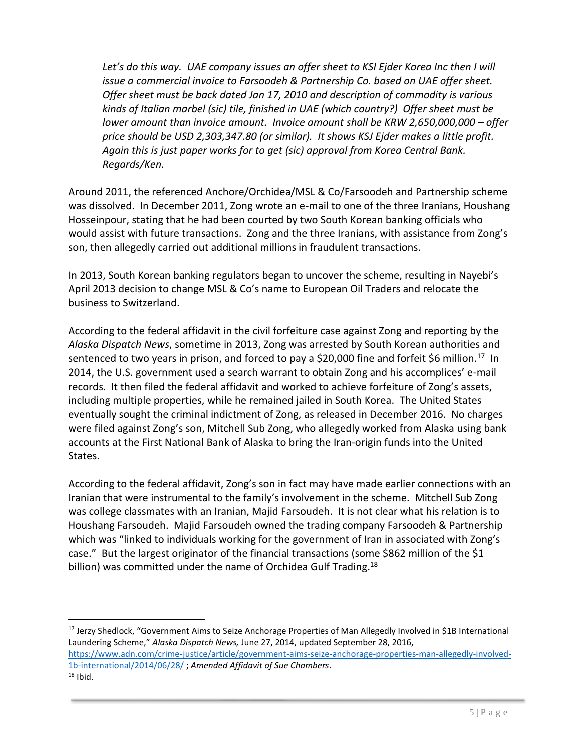> *Let's do this way. UAE company issues an offer sheet to KSI Ejder Korea Inc then I will issue a commercial invoice to Farsoodeh & Partnership Co. based on UAE offer sheet. Offer sheet must be back dated Jan 17, 2010 and description of commodity is various kinds of Italian marbel (sic) tile, finished in UAE (which country?) Offer sheet must be lower amount than invoice amount. Invoice amount shall be KRW 2,650,000,000 – offer price should be USD 2,303,347.80 (or similar). It shows KSJ Ejder makes a little profit. Again this is just paper works for to get (sic) approval from Korea Central Bank. Regards/Ken.*

Around 2011, the referenced Anchore/Orchidea/MSL & Co/Farsoodeh and Partnership scheme was dissolved. In December 2011, Zong wrote an e-mail to one of the three Iranians, Houshang Hosseinpour, stating that he had been courted by two South Korean banking officials who would assist with future transactions. Zong and the three Iranians, with assistance from Zong's son, then allegedly carried out additional millions in fraudulent transactions.

In 2013, South Korean banking regulators began to uncover the scheme, resulting in Nayebi's April 2013 decision to change MSL & Co's name to European Oil Traders and relocate the business to Switzerland.

According to the federal affidavit in the civil forfeiture case against Zong and reporting by the *Alaska Dispatch News*, sometime in 2013, Zong was arrested by South Korean authorities and sentenced to two years in prison, and forced to pay a $20,000 fine and forfeit $6 million.[17] In 2014, the U.S. government used a search warrant to obtain Zong and his accomplices' e-mail records. It then filed the federal affidavit and worked to achieve forfeiture of Zong's assets, including multiple properties, while he remained jailed in South Korea. The United States eventually sought the criminal indictment of Zong, as released in December 2016. No charges were filed against Zong's son, Mitchell Sub Zong, who allegedly worked from Alaska using bank accounts at the First National Bank of Alaska to bring the Iran-origin funds into the United States.

According to the federal affidavit, Zong's son in fact may have made earlier connections with an Iranian that were instrumental to the family's involvement in the scheme. Mitchell Sub Zong was college classmates with an Iranian, Majid Farsoudeh. It is not clear what his relation is to Houshang Farsoudeh. Majid Farsoudeh owned the trading company Farsoodeh & Partnership which was "linked to individuals working for the government of Iran in associated with Zong's case." But the largest originator of the financial transactions (some $862 million of the $1 billion) was committed under the name of Orchidea Gulf Trading.[18]

---

[17] Jerzy Shedlock, "Government Aims to Seize Anchorage Properties of Man Allegedly Involved in $1B International Laundering Scheme," *Alaska Dispatch News,* June 27, 2014, updated September 28, 2016, https://www.adn.com/crime-justice/article/government-aims-seize-anchorage-properties-man-allegedly-involved-1b-international/2014/06/28/ ; *Amended Affidavit of Sue Chambers*.

[18] Ibid.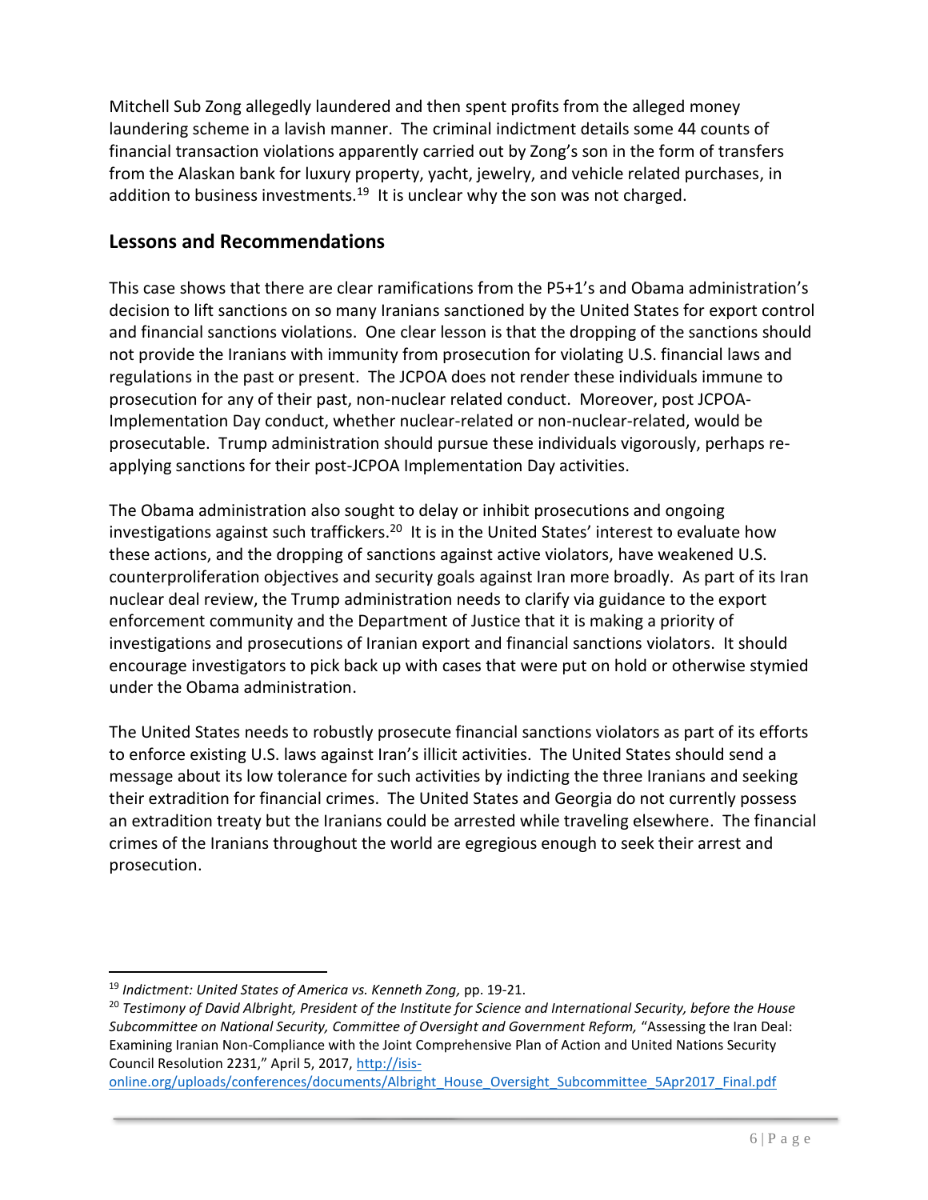Mitchell Sub Zong allegedly laundered and then spent profits from the alleged money laundering scheme in a lavish manner. The criminal indictment details some 44 counts of financial transaction violations apparently carried out by Zong's son in the form of transfers from the Alaskan bank for luxury property, yacht, jewelry, and vehicle related purchases, in addition to business investments.[19] It is unclear why the son was not charged.

## Lessons and Recommendations

This case shows that there are clear ramifications from the P5+1's and Obama administration's decision to lift sanctions on so many Iranians sanctioned by the United States for export control and financial sanctions violations. One clear lesson is that the dropping of the sanctions should not provide the Iranians with immunity from prosecution for violating U.S. financial laws and regulations in the past or present. The JCPOA does not render these individuals immune to prosecution for any of their past, non-nuclear related conduct. Moreover, post JCPOA-Implementation Day conduct, whether nuclear-related or non-nuclear-related, would be prosecutable. Trump administration should pursue these individuals vigorously, perhaps re-applying sanctions for their post-JCPOA Implementation Day activities.

The Obama administration also sought to delay or inhibit prosecutions and ongoing investigations against such traffickers.[20] It is in the United States' interest to evaluate how these actions, and the dropping of sanctions against active violators, have weakened U.S. counterproliferation objectives and security goals against Iran more broadly. As part of its Iran nuclear deal review, the Trump administration needs to clarify via guidance to the export enforcement community and the Department of Justice that it is making a priority of investigations and prosecutions of Iranian export and financial sanctions violators. It should encourage investigators to pick back up with cases that were put on hold or otherwise stymied under the Obama administration.

The United States needs to robustly prosecute financial sanctions violators as part of its efforts to enforce existing U.S. laws against Iran's illicit activities. The United States should send a message about its low tolerance for such activities by indicting the three Iranians and seeking their extradition for financial crimes. The United States and Georgia do not currently possess an extradition treaty but the Iranians could be arrested while traveling elsewhere. The financial crimes of the Iranians throughout the world are egregious enough to seek their arrest and prosecution.

---

[19] *Indictment: United States of America vs. Kenneth Zong,* pp. 19-21.

[20] *Testimony of David Albright, President of the Institute for Science and International Security, before the House Subcommittee on National Security, Committee of Oversight and Government Reform,* "Assessing the Iran Deal: Examining Iranian Non-Compliance with the Joint Comprehensive Plan of Action and United Nations Security Council Resolution 2231," April 5, 2017, http://isis-online.org/uploads/conferences/documents/Albright_House_Oversight_Subcommittee_5Apr2017_Final.pdf